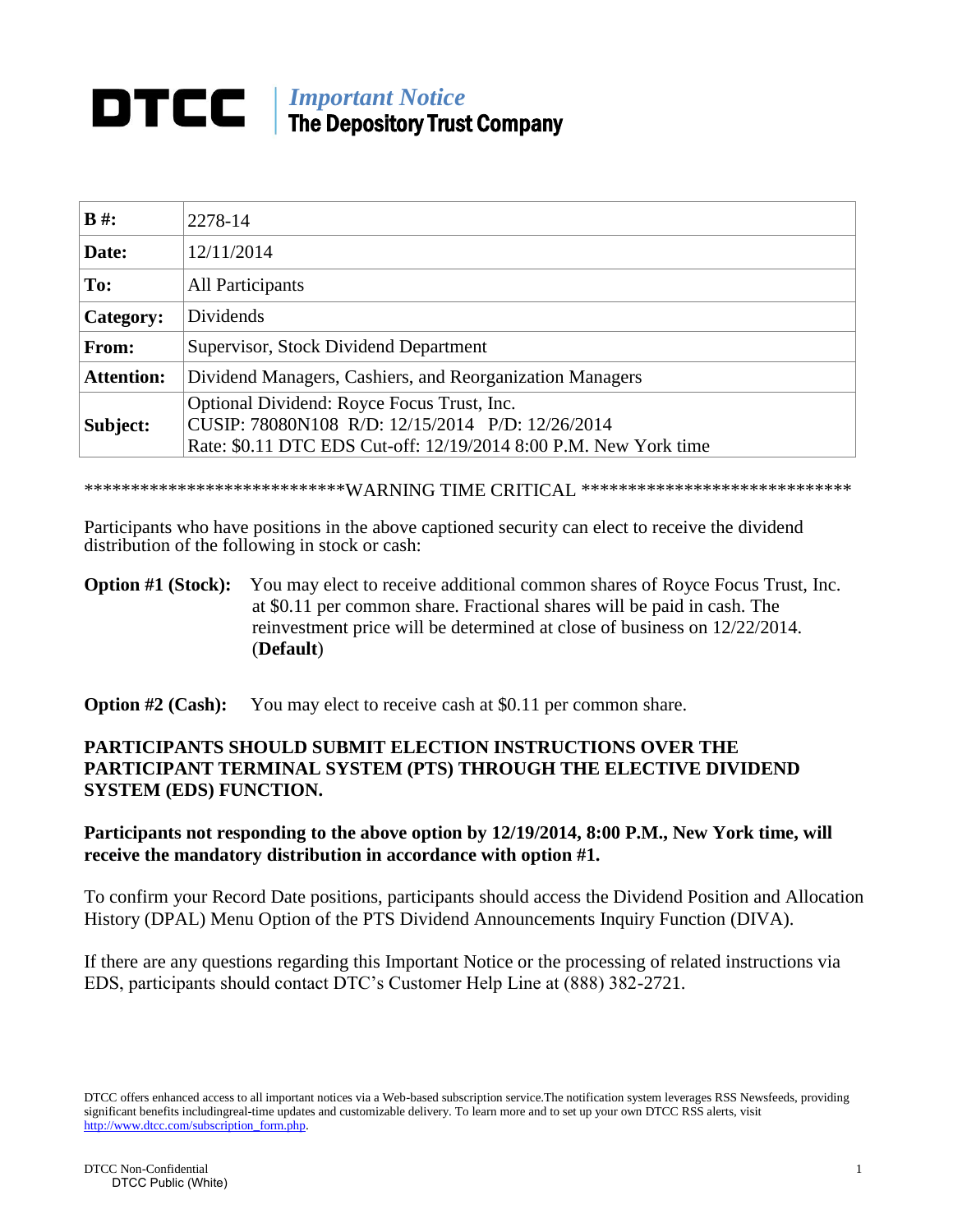# DTCC | *Important Notice*
## The Depository Trust Company

| | |
|---|---|
| **B #:** | 2278-14 |
| **Date:** | 12/11/2014 |
| **To:** | All Participants |
| **Category:** | Dividends |
| **From:** | Supervisor, Stock Dividend Department |
| **Attention:** | Dividend Managers, Cashiers, and Reorganization Managers |
| **Subject:** | Optional Dividend: Royce Focus Trust, Inc.<br>CUSIP: 78080N108 R/D: 12/15/2014 P/D: 12/26/2014<br>Rate: $0.11 DTC EDS Cut-off: 12/19/2014 8:00 P.M. New York time |

***************************WARNING TIME CRITICAL *****************************

Participants who have positions in the above captioned security can elect to receive the dividend distribution of the following in stock or cash:

**Option #1 (Stock):** You may elect to receive additional common shares of Royce Focus Trust, Inc. at $0.11 per common share. Fractional shares will be paid in cash. The reinvestment price will be determined at close of business on 12/22/2014. (**Default**)

**Option #2 (Cash):** You may elect to receive cash at $0.11 per common share.

**PARTICIPANTS SHOULD SUBMIT ELECTION INSTRUCTIONS OVER THE PARTICIPANT TERMINAL SYSTEM (PTS) THROUGH THE ELECTIVE DIVIDEND SYSTEM (EDS) FUNCTION.**

**Participants not responding to the above option by 12/19/2014, 8:00 P.M., New York time, will receive the mandatory distribution in accordance with option #1.**

To confirm your Record Date positions, participants should access the Dividend Position and Allocation History (DPAL) Menu Option of the PTS Dividend Announcements Inquiry Function (DIVA).

If there are any questions regarding this Important Notice or the processing of related instructions via EDS, participants should contact DTC's Customer Help Line at (888) 382-2721.

DTCC offers enhanced access to all important notices via a Web-based subscription service.The notification system leverages RSS Newsfeeds, providing significant benefits includingreal-time updates and customizable delivery. To learn more and to set up your own DTCC RSS alerts, visit http://www.dtcc.com/subscription_form.php.

DTCC Non-Confidential
DTCC Public (White)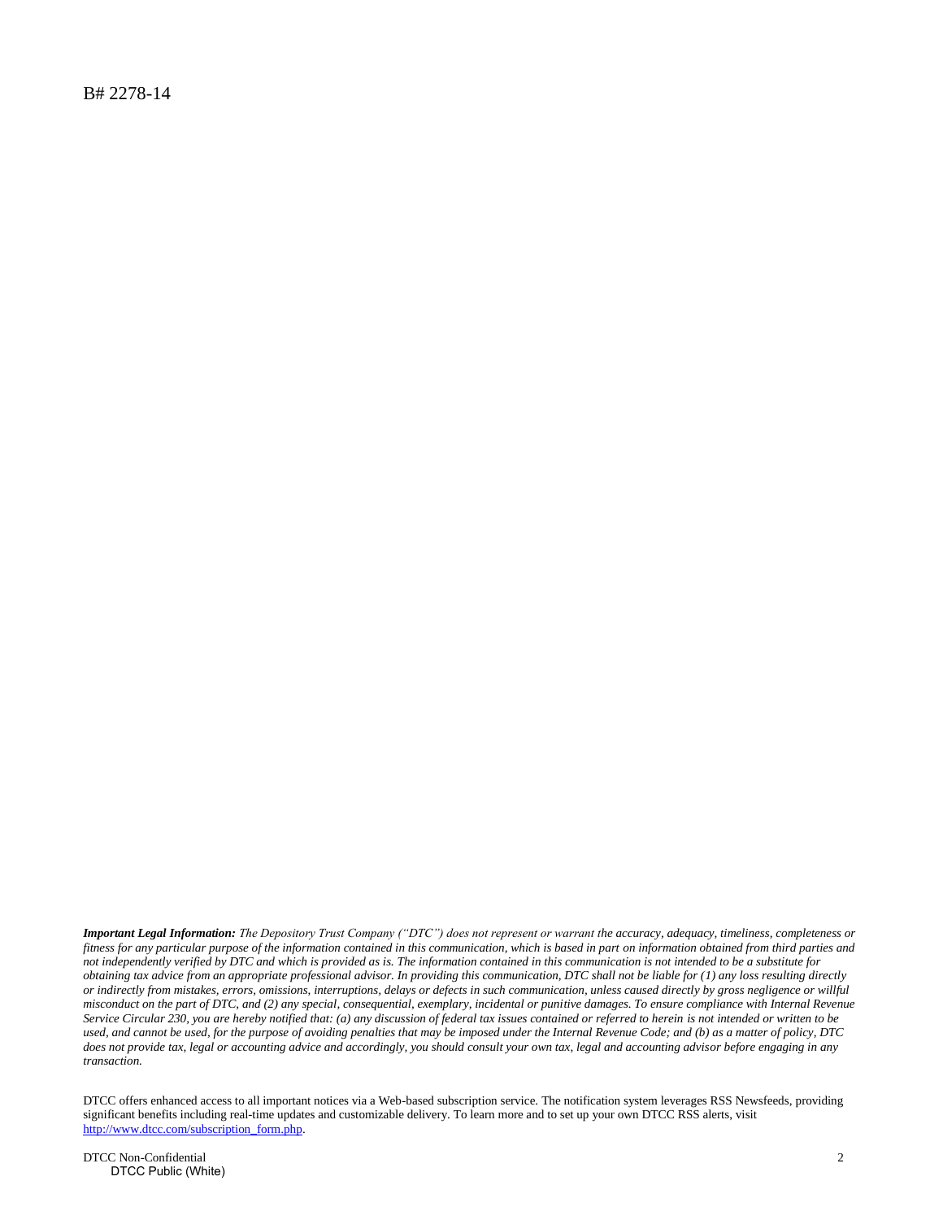B# 2278-14

***Important Legal Information:*** *The Depository Trust Company ("DTC") does not represent or warrant the accuracy, adequacy, timeliness, completeness or fitness for any particular purpose of the information contained in this communication, which is based in part on information obtained from third parties and not independently verified by DTC and which is provided as is. The information contained in this communication is not intended to be a substitute for obtaining tax advice from an appropriate professional advisor. In providing this communication, DTC shall not be liable for (1) any loss resulting directly or indirectly from mistakes, errors, omissions, interruptions, delays or defects in such communication, unless caused directly by gross negligence or willful misconduct on the part of DTC, and (2) any special, consequential, exemplary, incidental or punitive damages. To ensure compliance with Internal Revenue Service Circular 230, you are hereby notified that: (a) any discussion of federal tax issues contained or referred to herein is not intended or written to be used, and cannot be used, for the purpose of avoiding penalties that may be imposed under the Internal Revenue Code; and (b) as a matter of policy, DTC does not provide tax, legal or accounting advice and accordingly, you should consult your own tax, legal and accounting advisor before engaging in any transaction.*

DTCC offers enhanced access to all important notices via a Web-based subscription service. The notification system leverages RSS Newsfeeds, providing significant benefits including real-time updates and customizable delivery. To learn more and to set up your own DTCC RSS alerts, visit http://www.dtcc.com/subscription_form.php.

DTCC Non-Confidential

DTCC Public (White)